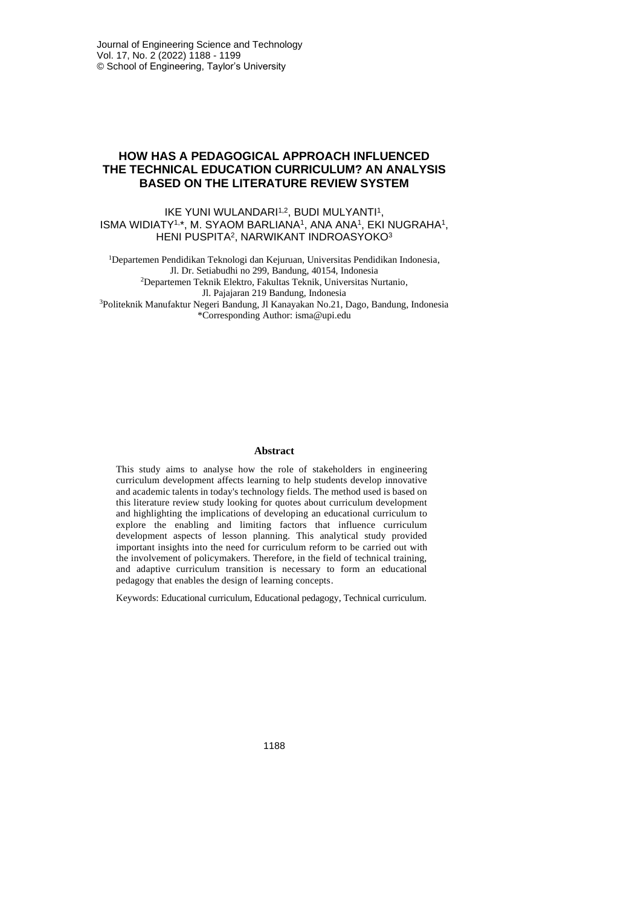# HOW HAS A PEDAGOGICAL APPROACH INFLUENCED THE TECHNICAL EDUCATION CURRICULUM? AN ANALYSIS BASED ON THE LITERATURE REVIEW SYSTEM

IKE YUNI WULANDARI[1,2], BUDI MULYANTI[1], ISMA WIDIATY[1,*], M. SYAOM BARLIANA[1], ANA ANA[1], EKI NUGRAHA[1], HENI PUSPITA[2], NARWIKANT INDROASYOKO[3]

[1]Departemen Pendidikan Teknologi dan Kejuruan, Universitas Pendidikan Indonesia, Jl. Dr. Setiabudhi no 299, Bandung, 40154, Indonesia
[2]Departemen Teknik Elektro, Fakultas Teknik, Universitas Nurtanio, Jl. Pajajaran 219 Bandung, Indonesia
[3]Politeknik Manufaktur Negeri Bandung, Jl Kanayakan No.21, Dago, Bandung, Indonesia
*Corresponding Author: isma@upi.edu

## Abstract

This study aims to analyse how the role of stakeholders in engineering curriculum development affects learning to help students develop innovative and academic talents in today's technology fields. The method used is based on this literature review study looking for quotes about curriculum development and highlighting the implications of developing an educational curriculum to explore the enabling and limiting factors that influence curriculum development aspects of lesson planning. This analytical study provided important insights into the need for curriculum reform to be carried out with the involvement of policymakers. Therefore, in the field of technical training, and adaptive curriculum transition is necessary to form an educational pedagogy that enables the design of learning concepts.

Keywords: Educational curriculum, Educational pedagogy, Technical curriculum.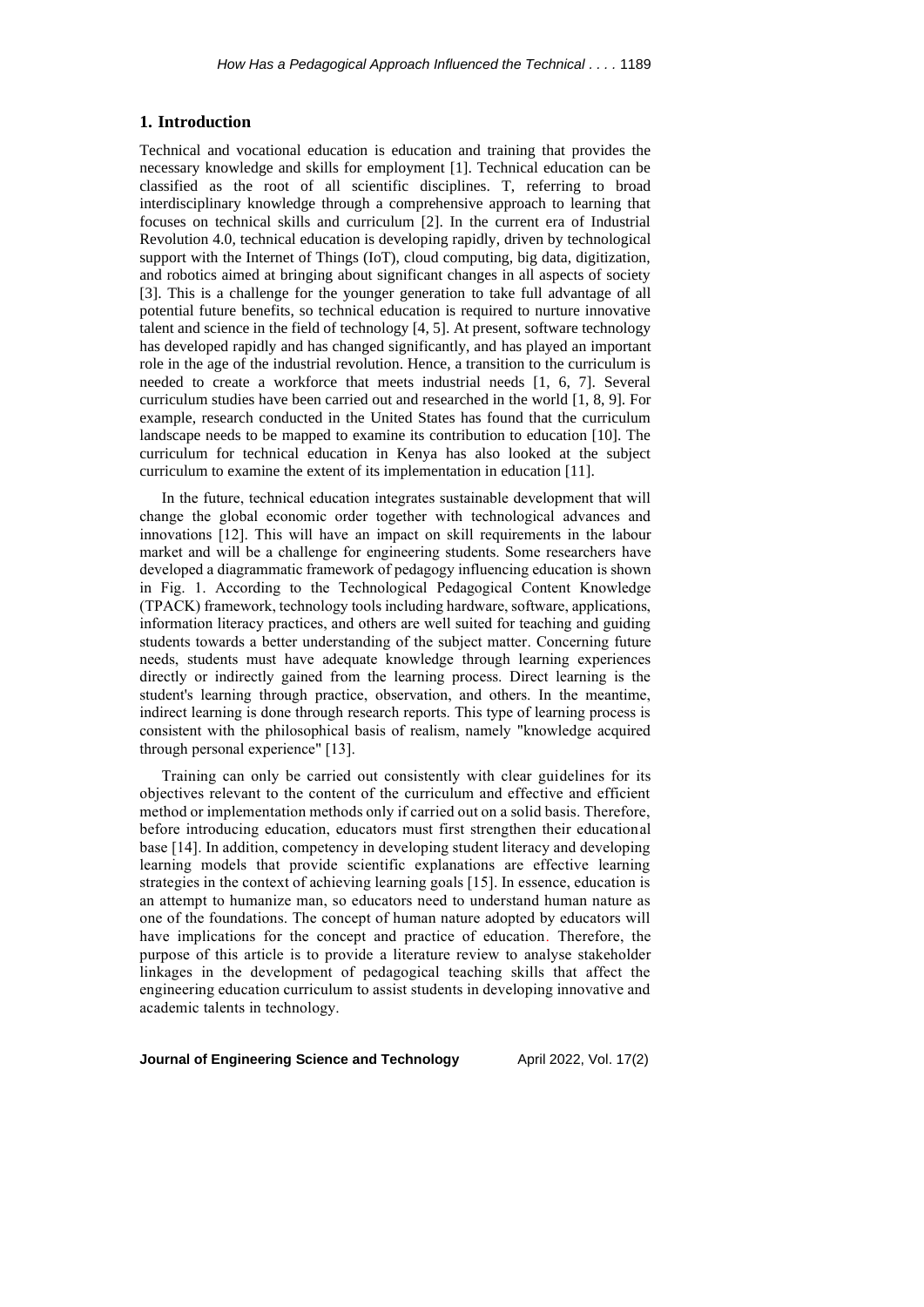## 1. Introduction

Technical and vocational education is education and training that provides the necessary knowledge and skills for employment [1]. Technical education can be classified as the root of all scientific disciplines. T, referring to broad interdisciplinary knowledge through a comprehensive approach to learning that focuses on technical skills and curriculum [2]. In the current era of Industrial Revolution 4.0, technical education is developing rapidly, driven by technological support with the Internet of Things (IoT), cloud computing, big data, digitization, and robotics aimed at bringing about significant changes in all aspects of society [3]. This is a challenge for the younger generation to take full advantage of all potential future benefits, so technical education is required to nurture innovative talent and science in the field of technology [4, 5]. At present, software technology has developed rapidly and has changed significantly, and has played an important role in the age of the industrial revolution. Hence, a transition to the curriculum is needed to create a workforce that meets industrial needs [1, 6, 7]. Several curriculum studies have been carried out and researched in the world [1, 8, 9]. For example, research conducted in the United States has found that the curriculum landscape needs to be mapped to examine its contribution to education [10]. The curriculum for technical education in Kenya has also looked at the subject curriculum to examine the extent of its implementation in education [11].

In the future, technical education integrates sustainable development that will change the global economic order together with technological advances and innovations [12]. This will have an impact on skill requirements in the labour market and will be a challenge for engineering students. Some researchers have developed a diagrammatic framework of pedagogy influencing education is shown in Fig. 1. According to the Technological Pedagogical Content Knowledge (TPACK) framework, technology tools including hardware, software, applications, information literacy practices, and others are well suited for teaching and guiding students towards a better understanding of the subject matter. Concerning future needs, students must have adequate knowledge through learning experiences directly or indirectly gained from the learning process. Direct learning is the student's learning through practice, observation, and others. In the meantime, indirect learning is done through research reports. This type of learning process is consistent with the philosophical basis of realism, namely "knowledge acquired through personal experience" [13].

Training can only be carried out consistently with clear guidelines for its objectives relevant to the content of the curriculum and effective and efficient method or implementation methods only if carried out on a solid basis. Therefore, before introducing education, educators must first strengthen their educational base [14]. In addition, competency in developing student literacy and developing learning models that provide scientific explanations are effective learning strategies in the context of achieving learning goals [15]. In essence, education is an attempt to humanize man, so educators need to understand human nature as one of the foundations. The concept of human nature adopted by educators will have implications for the concept and practice of education. Therefore, the purpose of this article is to provide a literature review to analyse stakeholder linkages in the development of pedagogical teaching skills that affect the engineering education curriculum to assist students in developing innovative and academic talents in technology.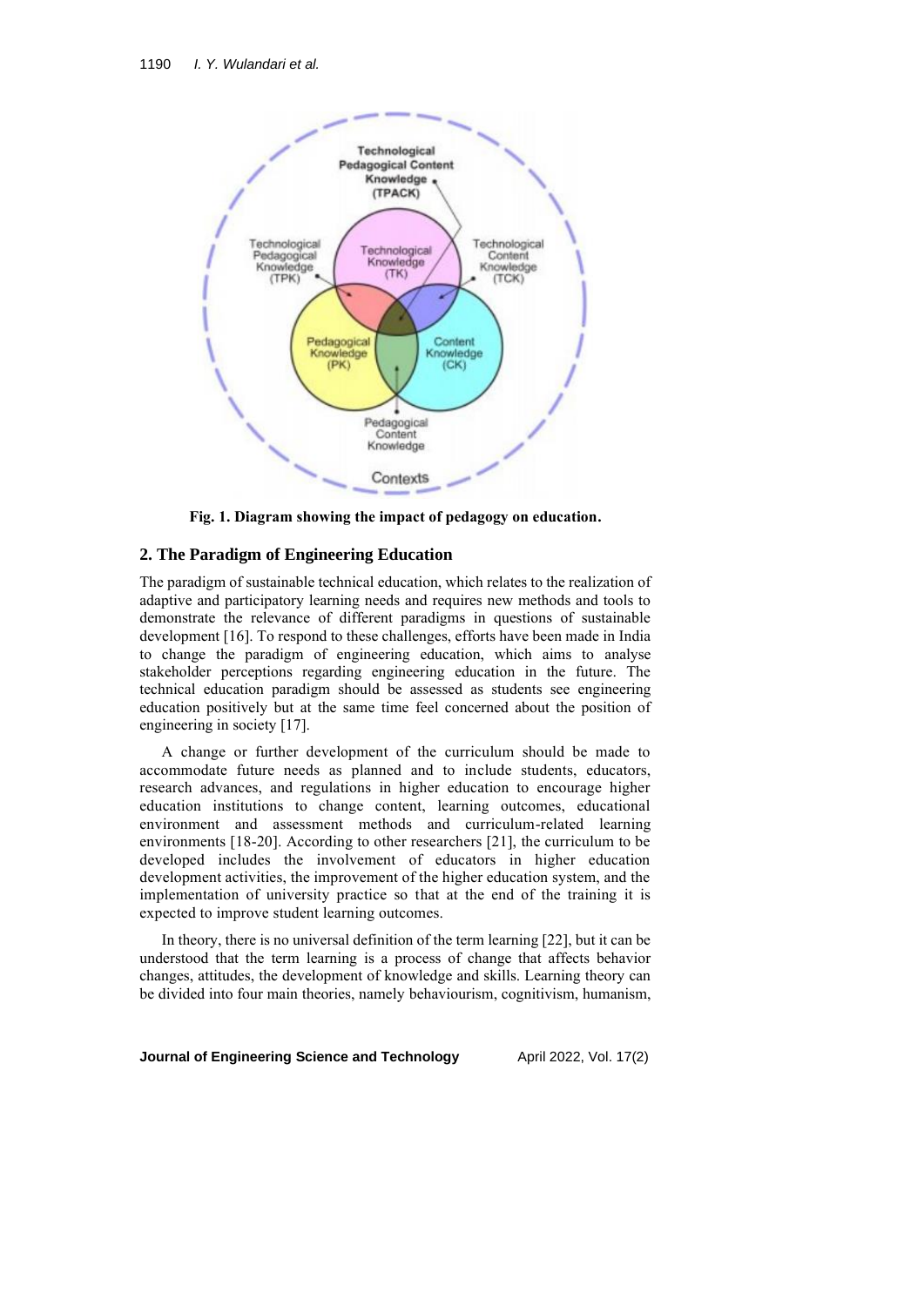Fig. 1. Diagram showing the impact of pedagogy on education.

## 2. The Paradigm of Engineering Education

The paradigm of sustainable technical education, which relates to the realization of adaptive and participatory learning needs and requires new methods and tools to demonstrate the relevance of different paradigms in questions of sustainable development [16]. To respond to these challenges, efforts have been made in India to change the paradigm of engineering education, which aims to analyse stakeholder perceptions regarding engineering education in the future. The technical education paradigm should be assessed as students see engineering education positively but at the same time feel concerned about the position of engineering in society [17].

A change or further development of the curriculum should be made to accommodate future needs as planned and to include students, educators, research advances, and regulations in higher education to encourage higher education institutions to change content, learning outcomes, educational environment and assessment methods and curriculum-related learning environments [18-20]. According to other researchers [21], the curriculum to be developed includes the involvement of educators in higher education development activities, the improvement of the higher education system, and the implementation of university practice so that at the end of the training it is expected to improve student learning outcomes.

In theory, there is no universal definition of the term learning [22], but it can be understood that the term learning is a process of change that affects behavior changes, attitudes, the development of knowledge and skills. Learning theory can be divided into four main theories, namely behaviourism, cognitivism, humanism,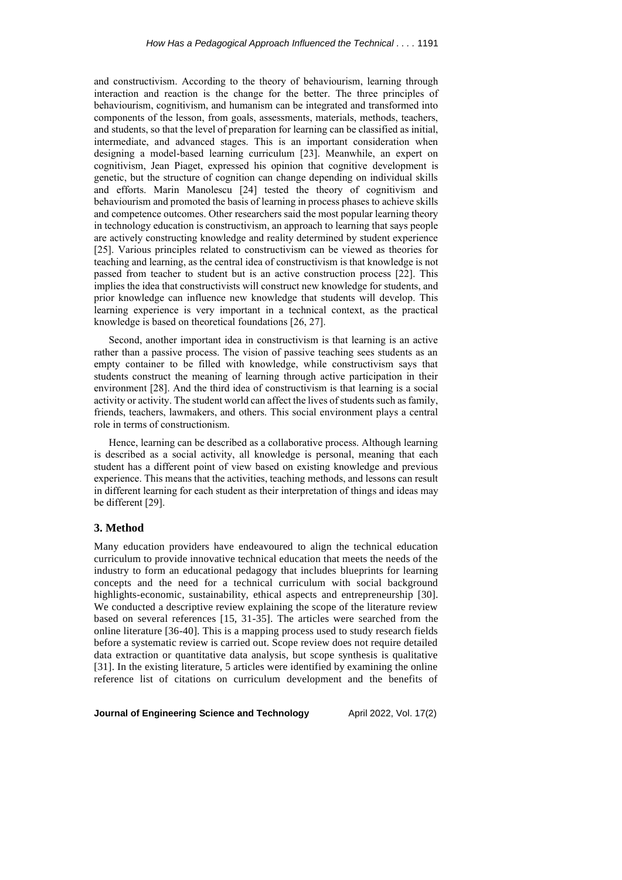and constructivism. According to the theory of behaviourism, learning through interaction and reaction is the change for the better. The three principles of behaviourism, cognitivism, and humanism can be integrated and transformed into components of the lesson, from goals, assessments, materials, methods, teachers, and students, so that the level of preparation for learning can be classified as initial, intermediate, and advanced stages. This is an important consideration when designing a model-based learning curriculum [23]. Meanwhile, an expert on cognitivism, Jean Piaget, expressed his opinion that cognitive development is genetic, but the structure of cognition can change depending on individual skills and efforts. Marin Manolescu [24] tested the theory of cognitivism and behaviourism and promoted the basis of learning in process phases to achieve skills and competence outcomes. Other researchers said the most popular learning theory in technology education is constructivism, an approach to learning that says people are actively constructing knowledge and reality determined by student experience [25]. Various principles related to constructivism can be viewed as theories for teaching and learning, as the central idea of constructivism is that knowledge is not passed from teacher to student but is an active construction process [22]. This implies the idea that constructivists will construct new knowledge for students, and prior knowledge can influence new knowledge that students will develop. This learning experience is very important in a technical context, as the practical knowledge is based on theoretical foundations [26, 27].

Second, another important idea in constructivism is that learning is an active rather than a passive process. The vision of passive teaching sees students as an empty container to be filled with knowledge, while constructivism says that students construct the meaning of learning through active participation in their environment [28]. And the third idea of constructivism is that learning is a social activity or activity. The student world can affect the lives of students such as family, friends, teachers, lawmakers, and others. This social environment plays a central role in terms of constructionism.

Hence, learning can be described as a collaborative process. Although learning is described as a social activity, all knowledge is personal, meaning that each student has a different point of view based on existing knowledge and previous experience. This means that the activities, teaching methods, and lessons can result in different learning for each student as their interpretation of things and ideas may be different [29].

## 3. Method

Many education providers have endeavoured to align the technical education curriculum to provide innovative technical education that meets the needs of the industry to form an educational pedagogy that includes blueprints for learning concepts and the need for a technical curriculum with social background highlights-economic, sustainability, ethical aspects and entrepreneurship [30]. We conducted a descriptive review explaining the scope of the literature review based on several references [15, 31-35]. The articles were searched from the online literature [36-40]. This is a mapping process used to study research fields before a systematic review is carried out. Scope review does not require detailed data extraction or quantitative data analysis, but scope synthesis is qualitative [31]. In the existing literature, 5 articles were identified by examining the online reference list of citations on curriculum development and the benefits of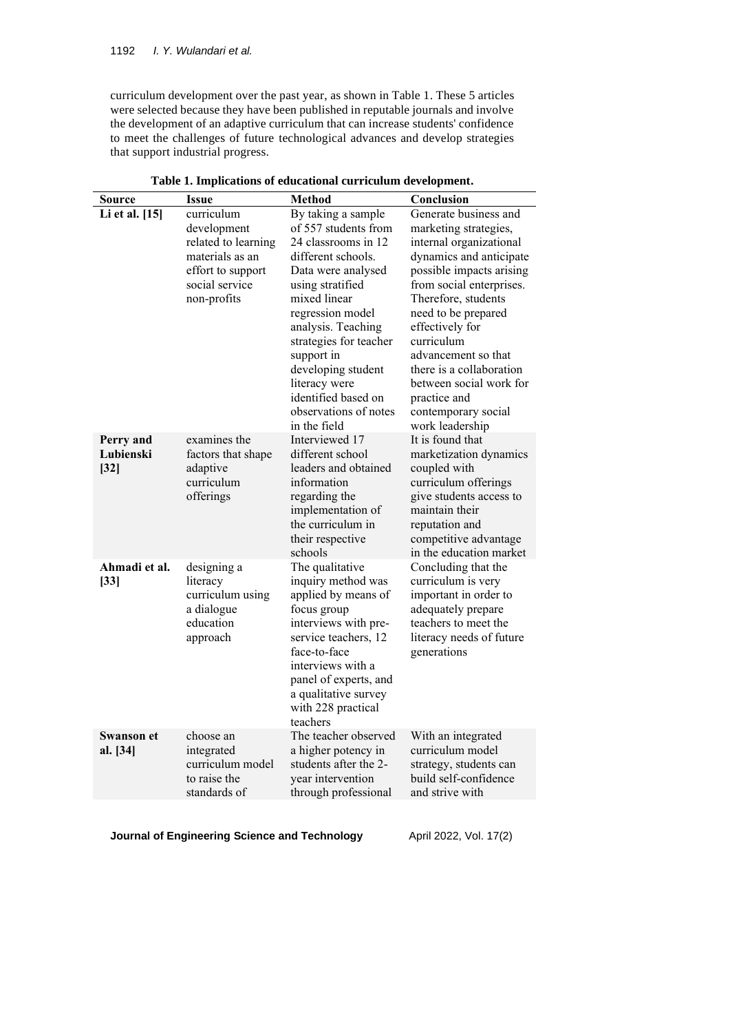curriculum development over the past year, as shown in Table 1. These 5 articles were selected because they have been published in reputable journals and involve the development of an adaptive curriculum that can increase students' confidence to meet the challenges of future technological advances and develop strategies that support industrial progress.

**Table 1. Implications of educational curriculum development.**

| Source | Issue | Method | Conclusion |
|---|---|---|---|
| **Li et al. [15]** | curriculum development related to learning materials as an effort to support social service non-profits | By taking a sample of 557 students from 24 classrooms in 12 different schools. Data were analysed using stratified mixed linear regression model analysis. Teaching strategies for teacher support in developing student literacy were identified based on observations of notes in the field | Generate business and marketing strategies, internal organizational dynamics and anticipate possible impacts arising from social enterprises. Therefore, students need to be prepared effectively for curriculum advancement so that there is a collaboration between social work for practice and contemporary social work leadership |
| **Perry and Lubienski [32]** | examines the factors that shape adaptive curriculum offerings | Interviewed 17 different school leaders and obtained information regarding the implementation of the curriculum in their respective schools | It is found that marketization dynamics coupled with curriculum offerings give students access to maintain their reputation and competitive advantage in the education market |
| **Ahmadi et al. [33]** | designing a literacy curriculum using a dialogue education approach | The qualitative inquiry method was applied by means of focus group interviews with pre-service teachers, 12 face-to-face interviews with a panel of experts, and a qualitative survey with 228 practical teachers | Concluding that the curriculum is very important in order to adequately prepare teachers to meet the literacy needs of future generations |
| **Swanson et al. [34]** | choose an integrated curriculum model to raise the standards of | The teacher observed a higher potency in students after the 2-year intervention through professional | With an integrated curriculum model strategy, students can build self-confidence and strive with |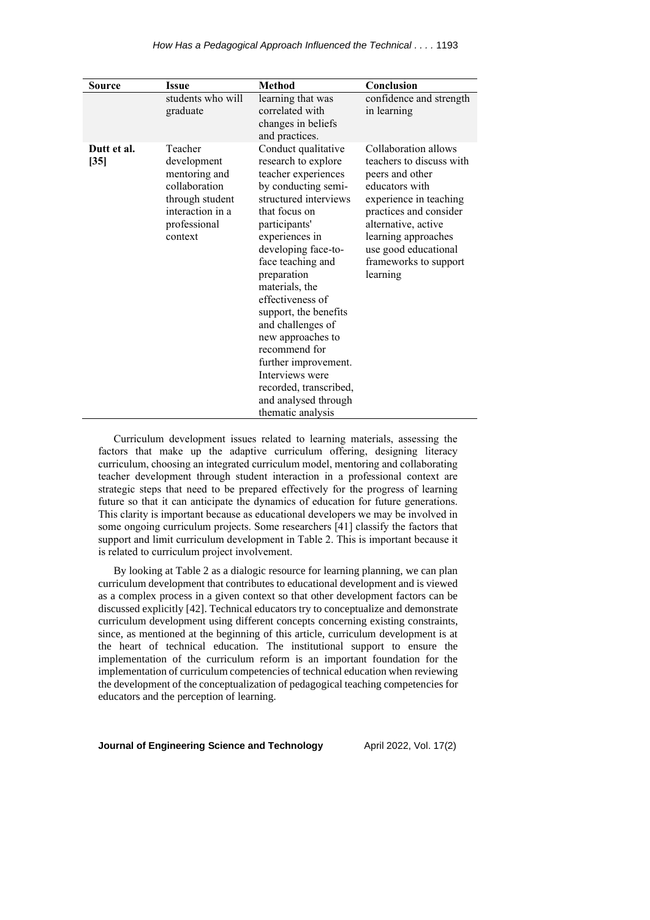| Source | Issue | Method | Conclusion |
|---|---|---|---|
| | students who will graduate | learning that was correlated with changes in beliefs and practices. | confidence and strength in learning |
| **Dutt et al. [35]** | Teacher development mentoring and collaboration through student interaction in a professional context | Conduct qualitative research to explore teacher experiences by conducting semi-structured interviews that focus on participants' experiences in developing face-to-face teaching and preparation materials, the effectiveness of support, the benefits and challenges of new approaches to recommend for further improvement. Interviews were recorded, transcribed, and analysed through thematic analysis | Collaboration allows teachers to discuss with peers and other educators with experience in teaching practices and consider alternative, active learning approaches use good educational frameworks to support learning |

Curriculum development issues related to learning materials, assessing the factors that make up the adaptive curriculum offering, designing literacy curriculum, choosing an integrated curriculum model, mentoring and collaborating teacher development through student interaction in a professional context are strategic steps that need to be prepared effectively for the progress of learning future so that it can anticipate the dynamics of education for future generations. This clarity is important because as educational developers we may be involved in some ongoing curriculum projects. Some researchers [41] classify the factors that support and limit curriculum development in Table 2. This is important because it is related to curriculum project involvement.

By looking at Table 2 as a dialogic resource for learning planning, we can plan curriculum development that contributes to educational development and is viewed as a complex process in a given context so that other development factors can be discussed explicitly [42]. Technical educators try to conceptualize and demonstrate curriculum development using different concepts concerning existing constraints, since, as mentioned at the beginning of this article, curriculum development is at the heart of technical education. The institutional support to ensure the implementation of the curriculum reform is an important foundation for the implementation of curriculum competencies of technical education when reviewing the development of the conceptualization of pedagogical teaching competencies for educators and the perception of learning.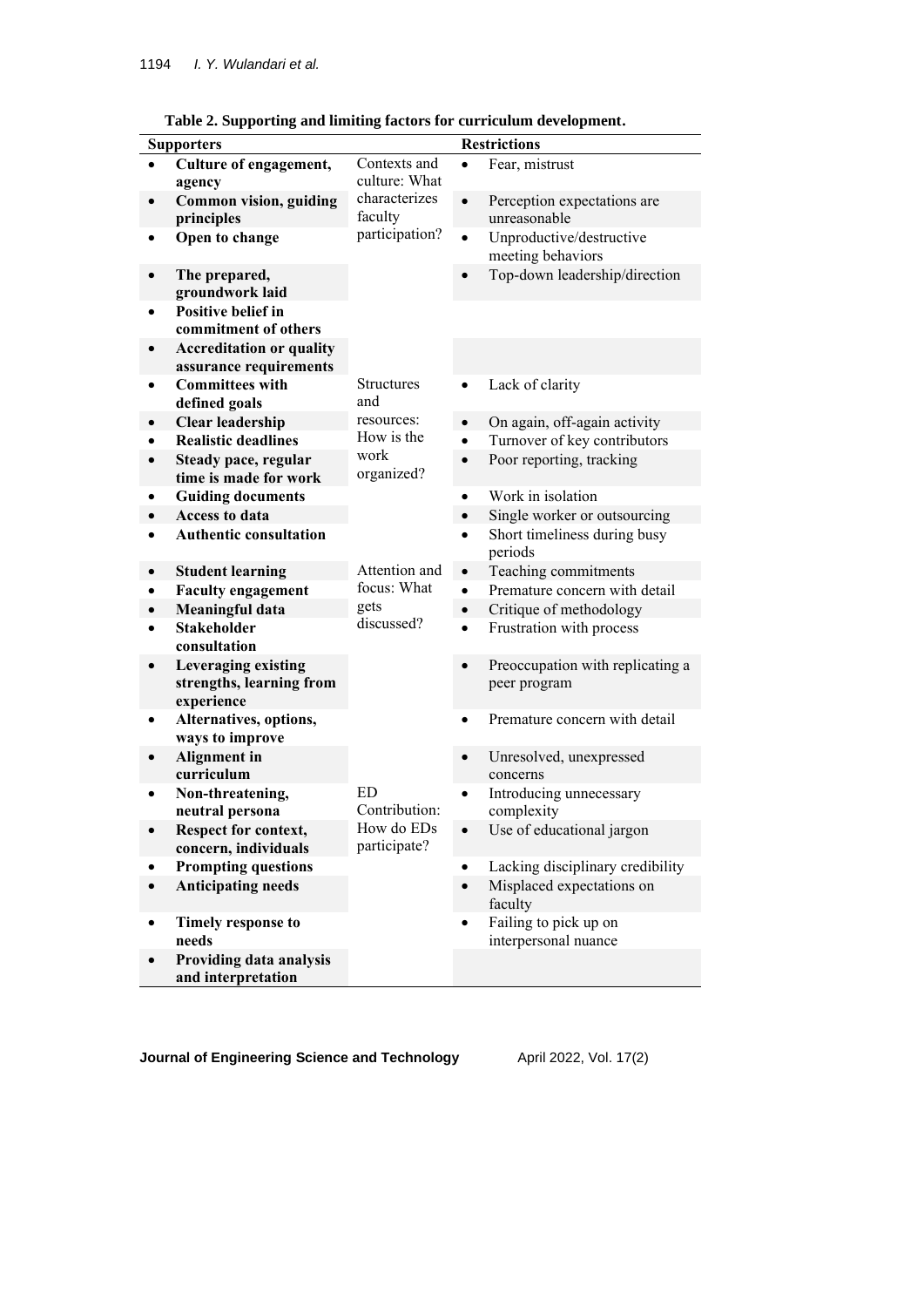**Table 2. Supporting and limiting factors for curriculum development.**

| Supporters | | Restrictions |
|---|---|---|
| • **Culture of engagement, agency** | Contexts and culture: What characterizes faculty participation? | • Fear, mistrust |
| • **Common vision, guiding principles** | | • Perception expectations are unreasonable |
| • **Open to change** | | • Unproductive/destructive meeting behaviors |
| • **The prepared, groundwork laid** | | • Top-down leadership/direction |
| • **Positive belief in commitment of others** | | |
| • **Accreditation or quality assurance requirements** | | |
| • **Committees with defined goals** | Structures and resources: How is the work organized? | • Lack of clarity |
| • **Clear leadership** | | • On again, off-again activity |
| • **Realistic deadlines** | | • Turnover of key contributors |
| • **Steady pace, regular time is made for work** | | • Poor reporting, tracking |
| • **Guiding documents** | | • Work in isolation |
| • **Access to data** | | • Single worker or outsourcing |
| • **Authentic consultation** | | • Short timeliness during busy periods |
| • **Student learning** | Attention and focus: What gets discussed? | • Teaching commitments |
| • **Faculty engagement** | | • Premature concern with detail |
| • **Meaningful data** | | • Critique of methodology |
| • **Stakeholder consultation** | | • Frustration with process |
| • **Leveraging existing strengths, learning from experience** | | • Preoccupation with replicating a peer program |
| • **Alternatives, options, ways to improve** | | • Premature concern with detail |
| • **Alignment in curriculum** | | • Unresolved, unexpressed concerns |
| • **Non-threatening, neutral persona** | ED Contribution: How do EDs participate? | • Introducing unnecessary complexity |
| • **Respect for context, concern, individuals** | | • Use of educational jargon |
| • **Prompting questions** | | • Lacking disciplinary credibility |
| • **Anticipating needs** | | • Misplaced expectations on faculty |
| • **Timely response to needs** | | • Failing to pick up on interpersonal nuance |
| • **Providing data analysis and interpretation** | | |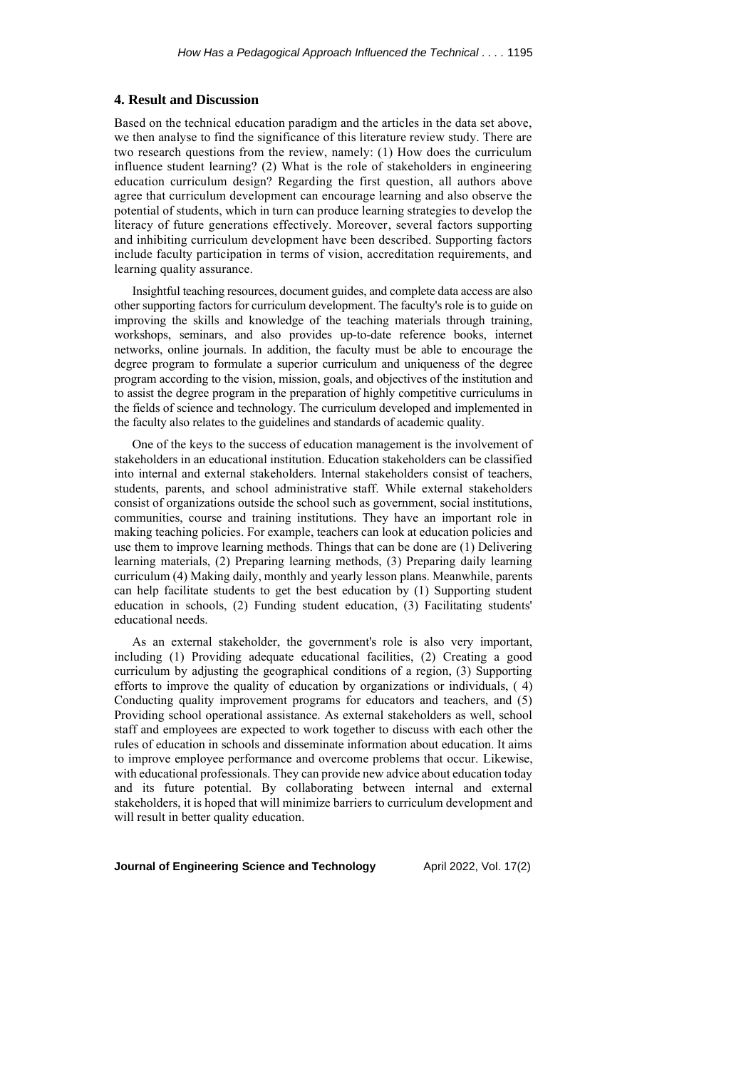## 4. Result and Discussion

Based on the technical education paradigm and the articles in the data set above, we then analyse to find the significance of this literature review study. There are two research questions from the review, namely: (1) How does the curriculum influence student learning? (2) What is the role of stakeholders in engineering education curriculum design? Regarding the first question, all authors above agree that curriculum development can encourage learning and also observe the potential of students, which in turn can produce learning strategies to develop the literacy of future generations effectively. Moreover, several factors supporting and inhibiting curriculum development have been described. Supporting factors include faculty participation in terms of vision, accreditation requirements, and learning quality assurance.

Insightful teaching resources, document guides, and complete data access are also other supporting factors for curriculum development. The faculty's role is to guide on improving the skills and knowledge of the teaching materials through training, workshops, seminars, and also provides up-to-date reference books, internet networks, online journals. In addition, the faculty must be able to encourage the degree program to formulate a superior curriculum and uniqueness of the degree program according to the vision, mission, goals, and objectives of the institution and to assist the degree program in the preparation of highly competitive curriculums in the fields of science and technology. The curriculum developed and implemented in the faculty also relates to the guidelines and standards of academic quality.

One of the keys to the success of education management is the involvement of stakeholders in an educational institution. Education stakeholders can be classified into internal and external stakeholders. Internal stakeholders consist of teachers, students, parents, and school administrative staff. While external stakeholders consist of organizations outside the school such as government, social institutions, communities, course and training institutions. They have an important role in making teaching policies. For example, teachers can look at education policies and use them to improve learning methods. Things that can be done are (1) Delivering learning materials, (2) Preparing learning methods, (3) Preparing daily learning curriculum (4) Making daily, monthly and yearly lesson plans. Meanwhile, parents can help facilitate students to get the best education by (1) Supporting student education in schools, (2) Funding student education, (3) Facilitating students' educational needs.

As an external stakeholder, the government's role is also very important, including (1) Providing adequate educational facilities, (2) Creating a good curriculum by adjusting the geographical conditions of a region, (3) Supporting efforts to improve the quality of education by organizations or individuals, ( 4) Conducting quality improvement programs for educators and teachers, and (5) Providing school operational assistance. As external stakeholders as well, school staff and employees are expected to work together to discuss with each other the rules of education in schools and disseminate information about education. It aims to improve employee performance and overcome problems that occur. Likewise, with educational professionals. They can provide new advice about education today and its future potential. By collaborating between internal and external stakeholders, it is hoped that will minimize barriers to curriculum development and will result in better quality education.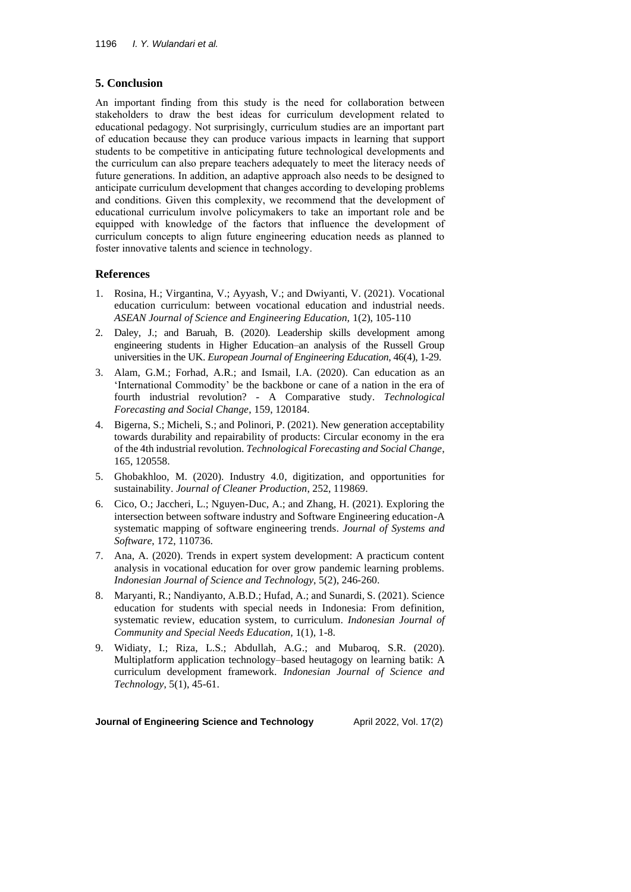## 5. Conclusion

An important finding from this study is the need for collaboration between stakeholders to draw the best ideas for curriculum development related to educational pedagogy. Not surprisingly, curriculum studies are an important part of education because they can produce various impacts in learning that support students to be competitive in anticipating future technological developments and the curriculum can also prepare teachers adequately to meet the literacy needs of future generations. In addition, an adaptive approach also needs to be designed to anticipate curriculum development that changes according to developing problems and conditions. Given this complexity, we recommend that the development of educational curriculum involve policymakers to take an important role and be equipped with knowledge of the factors that influence the development of curriculum concepts to align future engineering education needs as planned to foster innovative talents and science in technology.

## References

1. Rosina, H.; Virgantina, V.; Ayyash, V.; and Dwiyanti, V. (2021). Vocational education curriculum: between vocational education and industrial needs. *ASEAN Journal of Science and Engineering Education*, 1(2), 105-110
2. Daley, J.; and Baruah, B. (2020). Leadership skills development among engineering students in Higher Education–an analysis of the Russell Group universities in the UK. *European Journal of Engineering Education*, 46(4), 1-29.
3. Alam, G.M.; Forhad, A.R.; and Ismail, I.A. (2020). Can education as an 'International Commodity' be the backbone or cane of a nation in the era of fourth industrial revolution? - A Comparative study. *Technological Forecasting and Social Change*, 159, 120184.
4. Bigerna, S.; Micheli, S.; and Polinori, P. (2021). New generation acceptability towards durability and repairability of products: Circular economy in the era of the 4th industrial revolution. *Technological Forecasting and Social Change*, 165, 120558.
5. Ghobakhloo, M. (2020). Industry 4.0, digitization, and opportunities for sustainability. *Journal of Cleaner Production*, 252, 119869.
6. Cico, O.; Jaccheri, L.; Nguyen-Duc, A.; and Zhang, H. (2021). Exploring the intersection between software industry and Software Engineering education-A systematic mapping of software engineering trends. *Journal of Systems and Software*, 172, 110736.
7. Ana, A. (2020). Trends in expert system development: A practicum content analysis in vocational education for over grow pandemic learning problems. *Indonesian Journal of Science and Technology*, 5(2), 246-260.
8. Maryanti, R.; Nandiyanto, A.B.D.; Hufad, A.; and Sunardi, S. (2021). Science education for students with special needs in Indonesia: From definition, systematic review, education system, to curriculum. *Indonesian Journal of Community and Special Needs Education*, 1(1), 1-8.
9. Widiaty, I.; Riza, L.S.; Abdullah, A.G.; and Mubaroq, S.R. (2020). Multiplatform application technology–based heutagogy on learning batik: A curriculum development framework. *Indonesian Journal of Science and Technology*, 5(1), 45-61.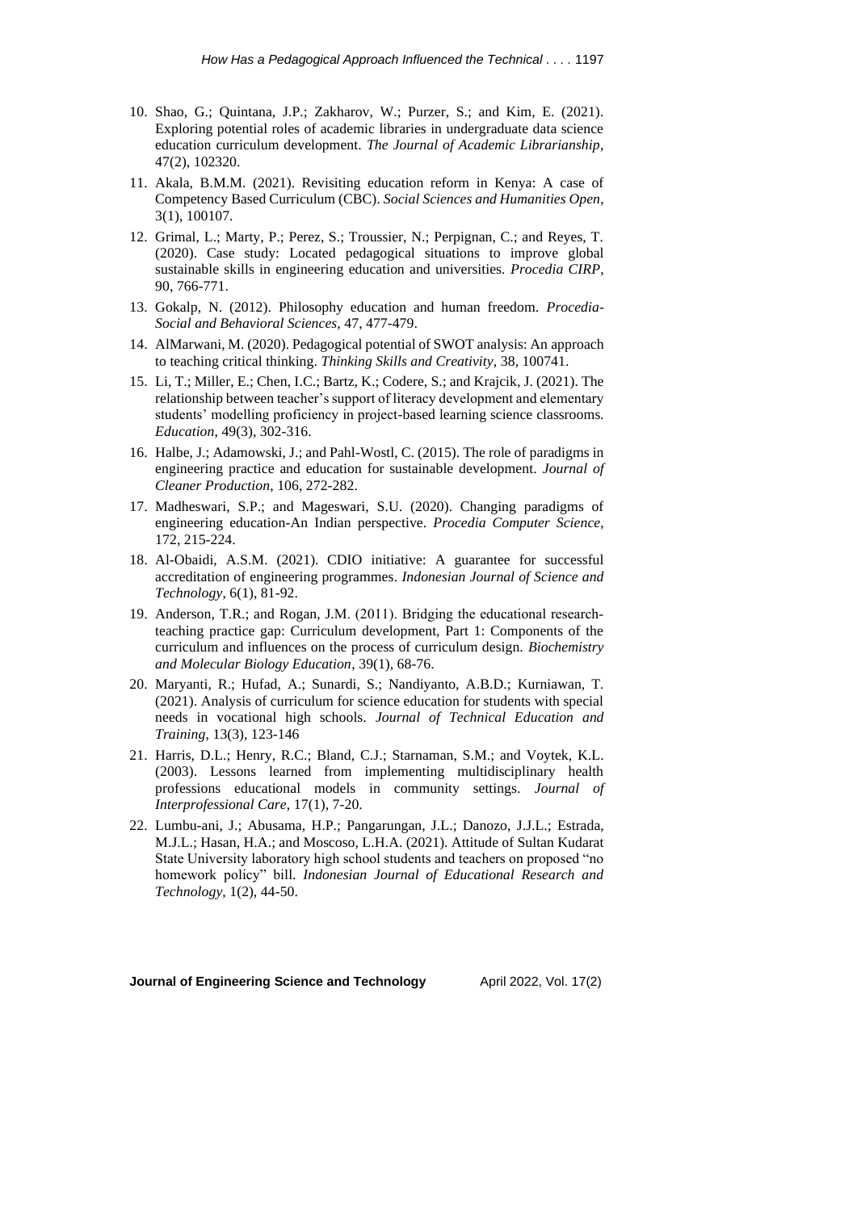10. Shao, G.; Quintana, J.P.; Zakharov, W.; Purzer, S.; and Kim, E. (2021). Exploring potential roles of academic libraries in undergraduate data science education curriculum development. *The Journal of Academic Librarianship*, 47(2), 102320.
11. Akala, B.M.M. (2021). Revisiting education reform in Kenya: A case of Competency Based Curriculum (CBC). *Social Sciences and Humanities Open*, 3(1), 100107.
12. Grimal, L.; Marty, P.; Perez, S.; Troussier, N.; Perpignan, C.; and Reyes, T. (2020). Case study: Located pedagogical situations to improve global sustainable skills in engineering education and universities. *Procedia CIRP*, 90, 766-771.
13. Gokalp, N. (2012). Philosophy education and human freedom. *Procedia-Social and Behavioral Sciences*, 47, 477-479.
14. AlMarwani, M. (2020). Pedagogical potential of SWOT analysis: An approach to teaching critical thinking. *Thinking Skills and Creativity*, 38, 100741.
15. Li, T.; Miller, E.; Chen, I.C.; Bartz, K.; Codere, S.; and Krajcik, J. (2021). The relationship between teacher's support of literacy development and elementary students' modelling proficiency in project-based learning science classrooms. *Education*, 49(3), 302-316.
16. Halbe, J.; Adamowski, J.; and Pahl-Wostl, C. (2015). The role of paradigms in engineering practice and education for sustainable development. *Journal of Cleaner Production*, 106, 272-282.
17. Madheswari, S.P.; and Mageswari, S.U. (2020). Changing paradigms of engineering education-An Indian perspective. *Procedia Computer Science*, 172, 215-224.
18. Al-Obaidi, A.S.M. (2021). CDIO initiative: A guarantee for successful accreditation of engineering programmes. *Indonesian Journal of Science and Technology*, 6(1), 81-92.
19. Anderson, T.R.; and Rogan, J.M. (2011). Bridging the educational research-teaching practice gap: Curriculum development, Part 1: Components of the curriculum and influences on the process of curriculum design. *Biochemistry and Molecular Biology Education*, 39(1), 68-76.
20. Maryanti, R.; Hufad, A.; Sunardi, S.; Nandiyanto, A.B.D.; Kurniawan, T. (2021). Analysis of curriculum for science education for students with special needs in vocational high schools. *Journal of Technical Education and Training*, 13(3), 123-146
21. Harris, D.L.; Henry, R.C.; Bland, C.J.; Starnaman, S.M.; and Voytek, K.L. (2003). Lessons learned from implementing multidisciplinary health professions educational models in community settings. *Journal of Interprofessional Care*, 17(1), 7-20.
22. Lumbu-ani, J.; Abusama, H.P.; Pangarungan, J.L.; Danozo, J.J.L.; Estrada, M.J.L.; Hasan, H.A.; and Moscoso, L.H.A. (2021). Attitude of Sultan Kudarat State University laboratory high school students and teachers on proposed "no homework policy" bill. *Indonesian Journal of Educational Research and Technology*, 1(2), 44-50.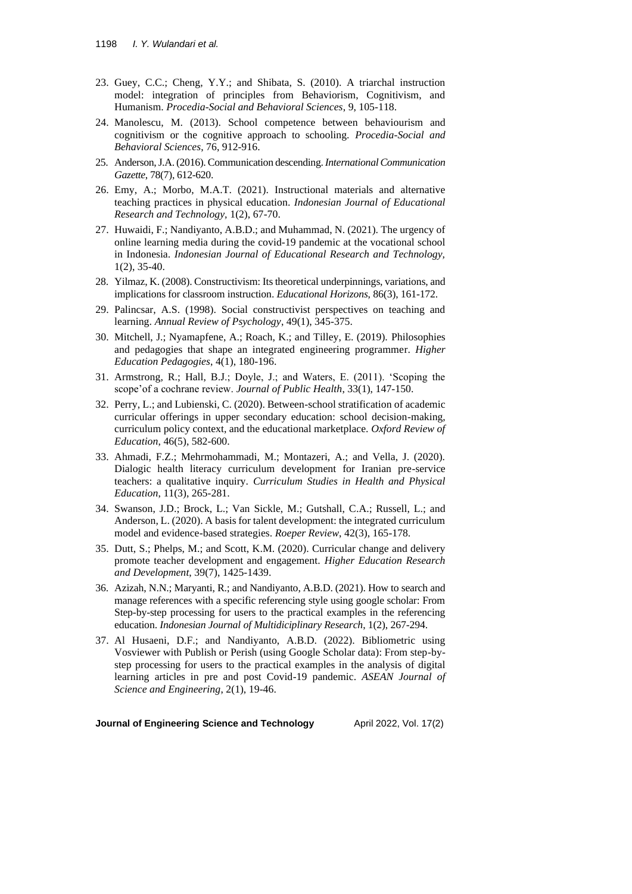23. Guey, C.C.; Cheng, Y.Y.; and Shibata, S. (2010). A triarchal instruction model: integration of principles from Behaviorism, Cognitivism, and Humanism. *Procedia-Social and Behavioral Sciences*, 9, 105-118.
24. Manolescu, M. (2013). School competence between behaviourism and cognitivism or the cognitive approach to schooling. *Procedia-Social and Behavioral Sciences*, 76, 912-916.
25. Anderson, J.A. (2016). Communication descending. *International Communication Gazette*, 78(7), 612-620.
26. Emy, A.; Morbo, M.A.T. (2021). Instructional materials and alternative teaching practices in physical education. *Indonesian Journal of Educational Research and Technology*, 1(2), 67-70.
27. Huwaidi, F.; Nandiyanto, A.B.D.; and Muhammad, N. (2021). The urgency of online learning media during the covid-19 pandemic at the vocational school in Indonesia. *Indonesian Journal of Educational Research and Technology*, 1(2), 35-40.
28. Yilmaz, K. (2008). Constructivism: Its theoretical underpinnings, variations, and implications for classroom instruction. *Educational Horizons*, 86(3), 161-172.
29. Palincsar, A.S. (1998). Social constructivist perspectives on teaching and learning. *Annual Review of Psychology*, 49(1), 345-375.
30. Mitchell, J.; Nyamapfene, A.; Roach, K.; and Tilley, E. (2019). Philosophies and pedagogies that shape an integrated engineering programmer. *Higher Education Pedagogies*, 4(1), 180-196.
31. Armstrong, R.; Hall, B.J.; Doyle, J.; and Waters, E. (2011). 'Scoping the scope'of a cochrane review. *Journal of Public Health*, 33(1), 147-150.
32. Perry, L.; and Lubienski, C. (2020). Between-school stratification of academic curricular offerings in upper secondary education: school decision-making, curriculum policy context, and the educational marketplace. *Oxford Review of Education*, 46(5), 582-600.
33. Ahmadi, F.Z.; Mehrmohammadi, M.; Montazeri, A.; and Vella, J. (2020). Dialogic health literacy curriculum development for Iranian pre-service teachers: a qualitative inquiry. *Curriculum Studies in Health and Physical Education*, 11(3), 265-281.
34. Swanson, J.D.; Brock, L.; Van Sickle, M.; Gutshall, C.A.; Russell, L.; and Anderson, L. (2020). A basis for talent development: the integrated curriculum model and evidence-based strategies. *Roeper Review*, 42(3), 165-178.
35. Dutt, S.; Phelps, M.; and Scott, K.M. (2020). Curricular change and delivery promote teacher development and engagement. *Higher Education Research and Development*, 39(7), 1425-1439.
36. Azizah, N.N.; Maryanti, R.; and Nandiyanto, A.B.D. (2021). How to search and manage references with a specific referencing style using google scholar: From Step-by-step processing for users to the practical examples in the referencing education. *Indonesian Journal of Multidiciplinary Research*, 1(2), 267-294.
37. Al Husaeni, D.F.; and Nandiyanto, A.B.D. (2022). Bibliometric using Vosviewer with Publish or Perish (using Google Scholar data): From step-by-step processing for users to the practical examples in the analysis of digital learning articles in pre and post Covid-19 pandemic. *ASEAN Journal of Science and Engineering*, 2(1), 19-46.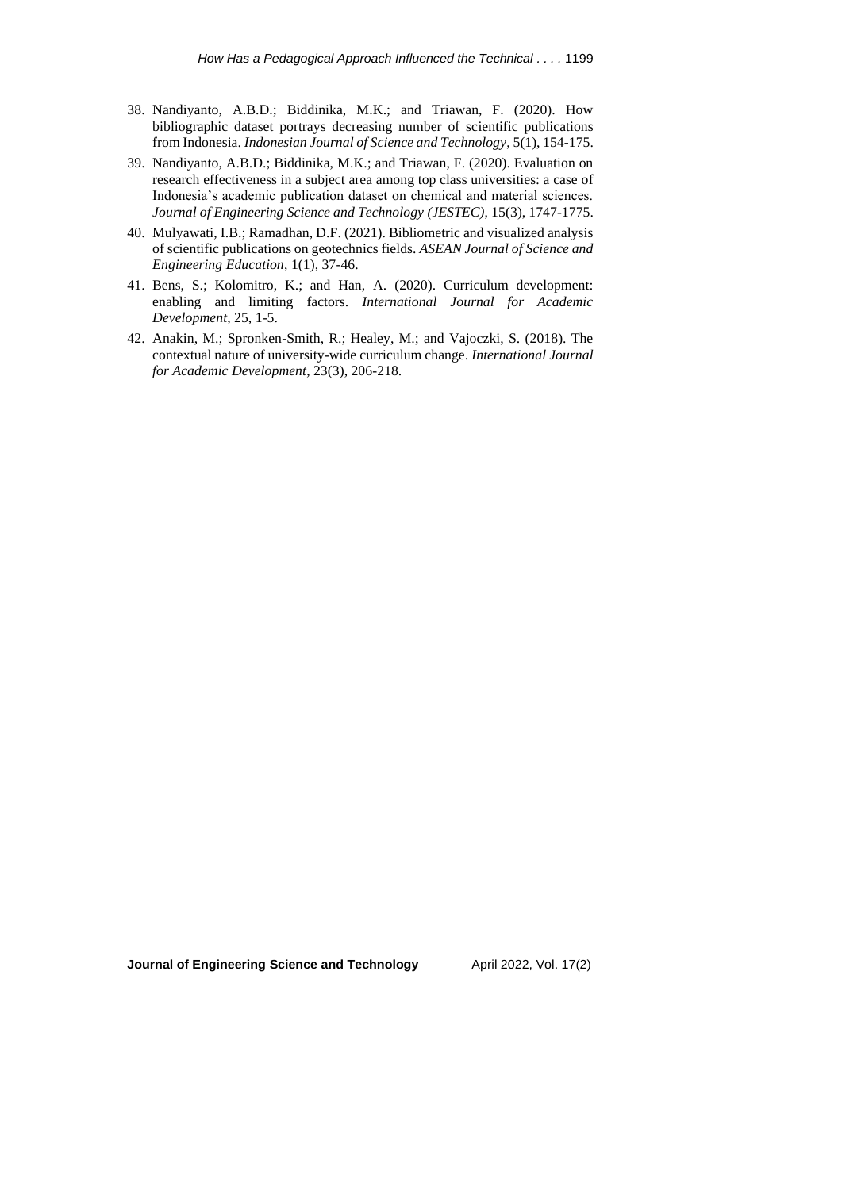38. Nandiyanto, A.B.D.; Biddinika, M.K.; and Triawan, F. (2020). How bibliographic dataset portrays decreasing number of scientific publications from Indonesia. *Indonesian Journal of Science and Technology*, 5(1), 154-175.
39. Nandiyanto, A.B.D.; Biddinika, M.K.; and Triawan, F. (2020). Evaluation on research effectiveness in a subject area among top class universities: a case of Indonesia's academic publication dataset on chemical and material sciences. *Journal of Engineering Science and Technology (JESTEC)*, 15(3), 1747-1775.
40. Mulyawati, I.B.; Ramadhan, D.F. (2021). Bibliometric and visualized analysis of scientific publications on geotechnics fields. *ASEAN Journal of Science and Engineering Education*, 1(1), 37-46.
41. Bens, S.; Kolomitro, K.; and Han, A. (2020). Curriculum development: enabling and limiting factors. *International Journal for Academic Development*, 25, 1-5.
42. Anakin, M.; Spronken-Smith, R.; Healey, M.; and Vajoczki, S. (2018). The contextual nature of university-wide curriculum change. *International Journal for Academic Development*, 23(3), 206-218.